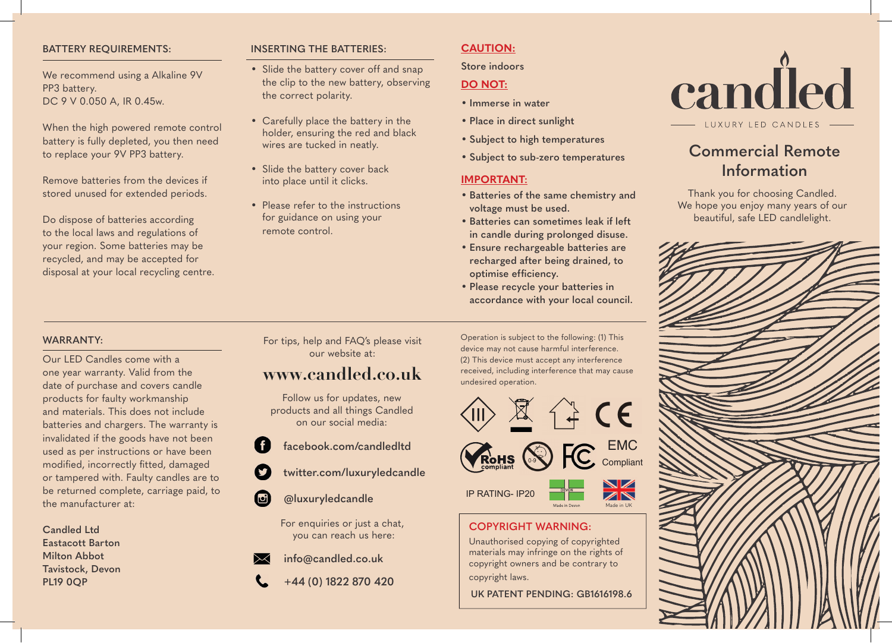## BATTERY REQUIREMENTS:

We recommend using a Alkaline 9V PP3 battery.
DC 9 V 0.050 A, IR 0.45w.

When the high powered remote control battery is fully depleted, you then need to replace your 9V PP3 battery.

Remove batteries from the devices if stored unused for extended periods.

Do dispose of batteries according to the local laws and regulations of your region. Some batteries may be recycled, and may be accepted for disposal at your local recycling centre.

## INSERTING THE BATTERIES:

- Slide the battery cover off and snap the clip to the new battery, observing the correct polarity.
- Carefully place the battery in the holder, ensuring the red and black wires are tucked in neatly.
- Slide the battery cover back into place until it clicks.
- Please refer to the instructions for guidance on using your remote control.

## CAUTION:

Store indoors

## DO NOT:

- Immerse in water
- Place in direct sunlight
- Subject to high temperatures
- Subject to sub-zero temperatures

## IMPORTANT:

- Batteries of the same chemistry and voltage must be used.
- Batteries can sometimes leak if left in candle during prolonged disuse.
- Ensure rechargeable batteries are recharged after being drained, to optimise efficiency.
- Please recycle your batteries in accordance with your local council.

# candled

LUXURY LED CANDLES

## Commercial Remote Information

Thank you for choosing Candled. We hope you enjoy many years of our beautiful, safe LED candlelight.

## WARRANTY:

Our LED Candles come with a one year warranty. Valid from the date of purchase and covers candle products for faulty workmanship and materials. This does not include batteries and chargers. The warranty is invalidated if the goods have not been used as per instructions or have been modified, incorrectly fitted, damaged or tampered with. Faulty candles are to be returned complete, carriage paid, to the manufacturer at:

**Candled Ltd**
**Eastacott Barton**
**Milton Abbot**
**Tavistock, Devon**
**PL19 0QP**

For tips, help and FAQ's please visit our website at:

**www.candled.co.uk**

Follow us for updates, new products and all things Candled on our social media:

facebook.com/candledltd

twitter.com/luxuryledcandle

@luxuryledcandle

For enquiries or just a chat, you can reach us here:

info@candled.co.uk

+44 (0) 1822 870 420

Operation is subject to the following: (1) This device may not cause harmful interference. (2) This device must accept any interference received, including interference that may cause undesired operation.

RoHS compliant · EMC Compliant

IP RATING- IP20

Made in Devon · Made in UK

### COPYRIGHT WARNING:

Unauthorised copying of copyrighted materials may infringe on the rights of copyright owners and be contrary to copyright laws.

UK PATENT PENDING: GB1616198.6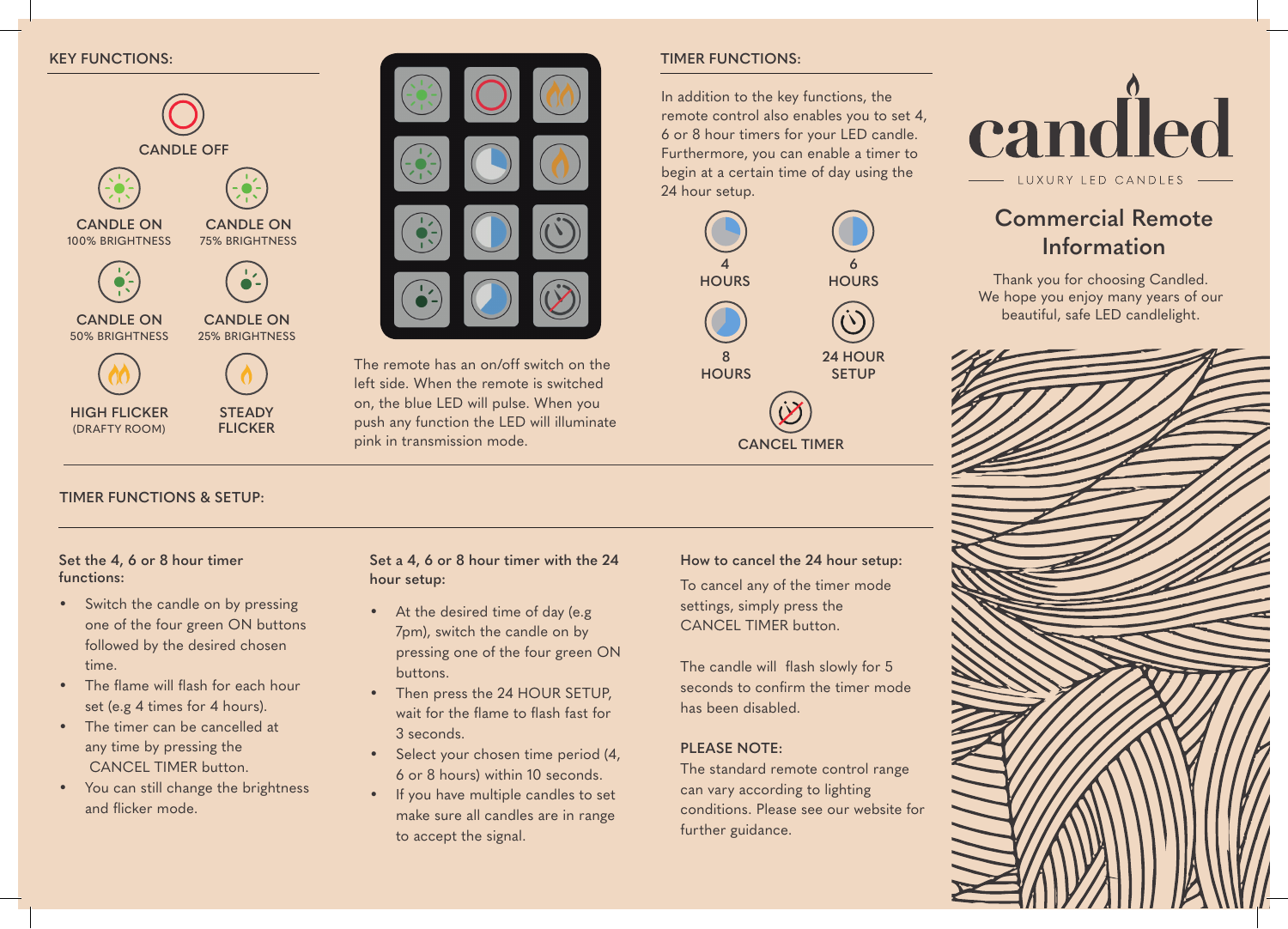## KEY FUNCTIONS:

CANDLE OFF

CANDLE ON
100% BRIGHTNESS

CANDLE ON
75% BRIGHTNESS

CANDLE ON
50% BRIGHTNESS

CANDLE ON
25% BRIGHTNESS

HIGH FLICKER
(DRAFTY ROOM)

STEADY
FLICKER

The remote has an on/off switch on the left side. When the remote is switched on, the blue LED will pulse. When you push any function the LED will illuminate pink in transmission mode.

## TIMER FUNCTIONS:

In addition to the key functions, the remote control also enables you to set 4, 6 or 8 hour timers for your LED candle. Furthermore, you can enable a timer to begin at a certain time of day using the 24 hour setup.

4
HOURS

6
HOURS

8
HOURS

24 HOUR
SETUP

CANCEL TIMER

# candled

LUXURY LED CANDLES

## Commercial Remote Information

Thank you for choosing Candled. We hope you enjoy many years of our beautiful, safe LED candlelight.

## TIMER FUNCTIONS & SETUP:

**Set the 4, 6 or 8 hour timer functions:**

- Switch the candle on by pressing one of the four green ON buttons followed by the desired chosen time.
- The flame will flash for each hour set (e.g 4 times for 4 hours).
- The timer can be cancelled at any time by pressing the CANCEL TIMER button.
- You can still change the brightness and flicker mode.

**Set a 4, 6 or 8 hour timer with the 24 hour setup:**

- At the desired time of day (e.g 7pm), switch the candle on by pressing one of the four green ON buttons.
- Then press the 24 HOUR SETUP, wait for the flame to flash fast for 3 seconds.
- Select your chosen time period (4, 6 or 8 hours) within 10 seconds.
- If you have multiple candles to set make sure all candles are in range to accept the signal.

**How to cancel the 24 hour setup:**

To cancel any of the timer mode settings, simply press the CANCEL TIMER button.

The candle will flash slowly for 5 seconds to confirm the timer mode has been disabled.

**PLEASE NOTE:**

The standard remote control range can vary according to lighting conditions. Please see our website for further guidance.